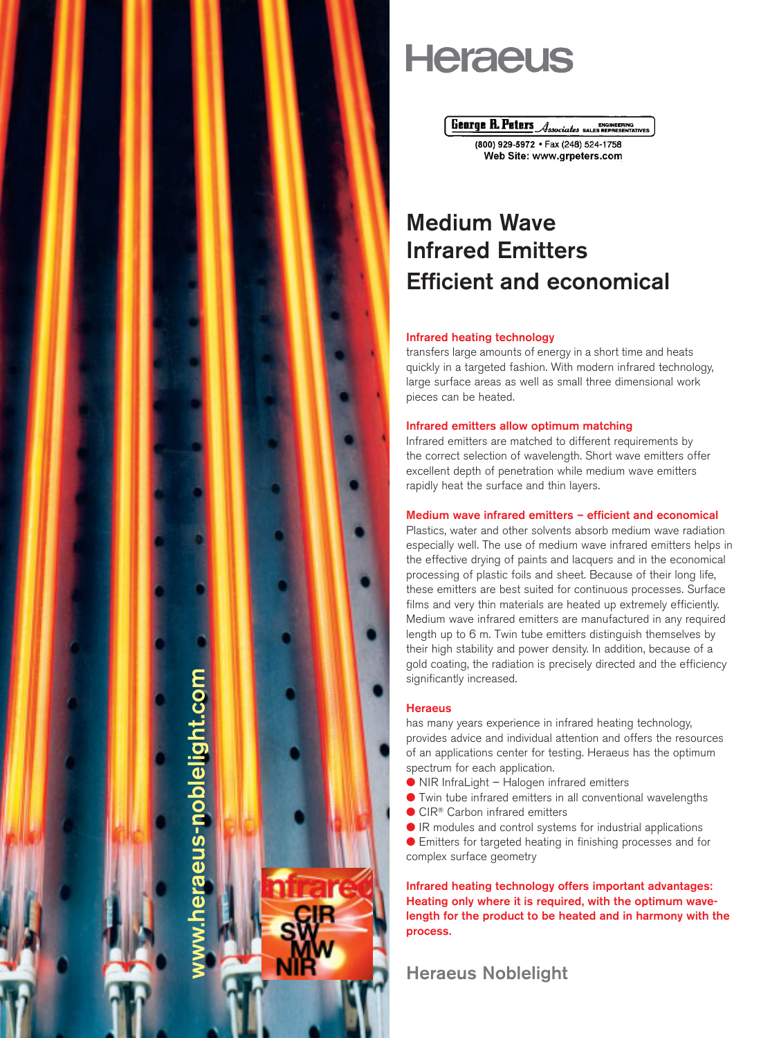# Heraeus

George R. Peters Associates ENGINEERING SALES REPRESENTATIVES
(800) 929-5972 • Fax (248) 524-1758
Web Site: www.grpeters.com

## Medium Wave Infrared Emitters Efficient and economical

### Infrared heating technology

transfers large amounts of energy in a short time and heats quickly in a targeted fashion. With modern infrared technology, large surface areas as well as small three dimensional work pieces can be heated.

### Infrared emitters allow optimum matching

Infrared emitters are matched to different requirements by the correct selection of wavelength. Short wave emitters offer excellent depth of penetration while medium wave emitters rapidly heat the surface and thin layers.

### Medium wave infrared emitters – efficient and economical

Plastics, water and other solvents absorb medium wave radiation especially well. The use of medium wave infrared emitters helps in the effective drying of paints and lacquers and in the economical processing of plastic foils and sheet. Because of their long life, these emitters are best suited for continuous processes. Surface films and very thin materials are heated up extremely efficiently. Medium wave infrared emitters are manufactured in any required length up to 6 m. Twin tube emitters distinguish themselves by their high stability and power density. In addition, because of a gold coating, the radiation is precisely directed and the efficiency significantly increased.

### Heraeus

has many years experience in infrared heating technology, provides advice and individual attention and offers the resources of an applications center for testing. Heraeus has the optimum spectrum for each application.

- NIR InfraLight – Halogen infrared emitters
- Twin tube infrared emitters in all conventional wavelengths
- CIR® Carbon infrared emitters
- IR modules and control systems for industrial applications
- Emitters for targeted heating in finishing processes and for complex surface geometry

**Infrared heating technology offers important advantages: Heating only where it is required, with the optimum wavelength for the product to be heated and in harmony with the process.**

Heraeus Noblelight

www.heraeus-noblelight.com

Infrared CIR SW MW NIR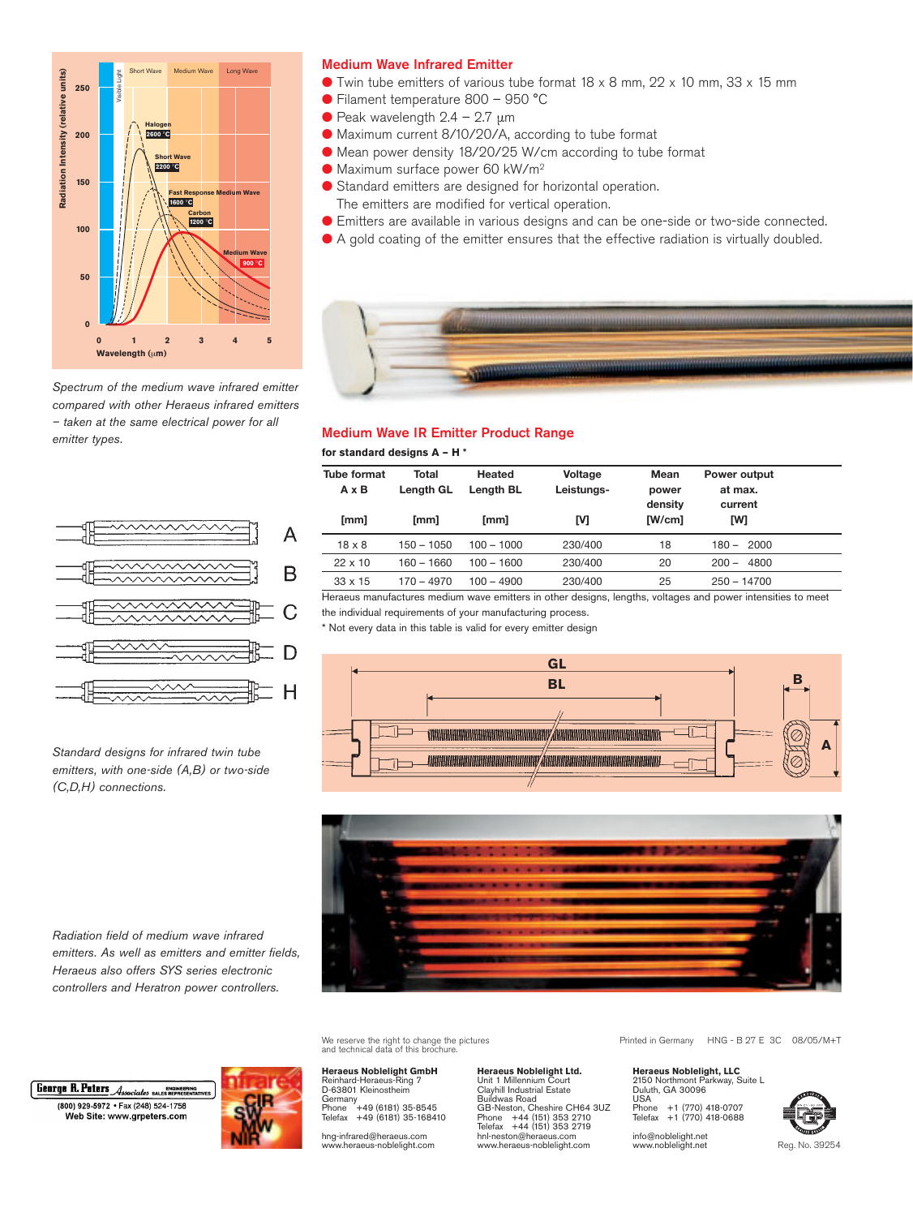250

200

150

100

50

0

0 1 2 3 4 5

Wavelength (µm)

Radiation Intensity (relative units)

Visible Light

Short Wave

Medium Wave

Long Wave

Halogen 2600 °C

Short Wave 2200 °C

Fast Response Medium Wave 1600 °C

Carbon 1200 °C

Medium Wave 900 °C

*Spectrum of the medium wave infrared emitter compared with other Heraeus infrared emitters – taken at the same electrical power for all emitter types.*

## Medium Wave Infrared Emitter

- Twin tube emitters of various tube format 18 x 8 mm, 22 x 10 mm, 33 x 15 mm
- Filament temperature 800 – 950 °C
- Peak wavelength 2.4 – 2.7 µm
- Maximum current 8/10/20/A, according to tube format
- Mean power density 18/20/25 W/cm according to tube format
- Maximum surface power 60 kW/m²
- Standard emitters are designed for horizontal operation. The emitters are modified for vertical operation.
- Emitters are available in various designs and can be one-side or two-side connected.
- A gold coating of the emitter ensures that the effective radiation is virtually doubled.

## Medium Wave IR Emitter Product Range

**for standard designs A – H \***

| Tube format A x B [mm] | Total Length GL [mm] | Heated Length BL [mm] | Voltage Leistungs- [V] | Mean power density [W/cm] | Power output at max. current [W] |
|---|---|---|---|---|---|
| 18 x 8 | 150 – 1050 | 100 – 1000 | 230/400 | 18 | 180 – 2000 |
| 22 x 10 | 160 – 1660 | 100 – 1600 | 230/400 | 20 | 200 – 4800 |
| 33 x 15 | 170 – 4970 | 100 – 4900 | 230/400 | 25 | 250 – 14700 |

Heraeus manufactures medium wave emitters in other designs, lengths, voltages and power intensities to meet the individual requirements of your manufacturing process.

\* Not every data in this table is valid for every emitter design

A

B

C

D

H

*Standard designs for infrared twin tube emitters, with one-side (A,B) or two-side (C,D,H) connections.*

GL

BL

B

A

*Radiation field of medium wave infrared emitters. As well as emitters and emitter fields, Heraeus also offers SYS series electronic controllers and Heratron power controllers.*

We reserve the right to change the pictures and technical data of this brochure.

Printed in Germany HNG - B 27 E 3C 08/05/M+T

George R. Peters Associates ENGINEERING SALES REPRESENTATIVES
(800) 929-5972 • Fax (248) 524-1758
Web Site: www.grpeters.com

**Heraeus Noblelight GmbH**
Reinhard-Heraeus-Ring 7
D-63801 Kleinostheim
Germany
Phone +49 (6181) 35-8545
Telefax +49 (6181) 35-168410

hng-infrared@heraeus.com
www.heraeus-noblelight.com

**Heraeus Noblelight Ltd.**
Unit 1 Millennium Court
Clayhill Industrial Estate
Buildwas Road
GB-Neston, Cheshire CH64 3UZ
Phone +44 (151) 353 2710
Telefax +44 (151) 353 2719
hnl-neston@heraeus.com
www.heraeus-noblelight.com

**Heraeus Noblelight, LLC**
2150 Northmont Parkway, Suite L
Duluth, GA 30096
USA
Phone +1 (770) 418-0707
Telefax +1 (770) 418-0688

info@noblelight.net
www.noblelight.net

Reg. No. 39254